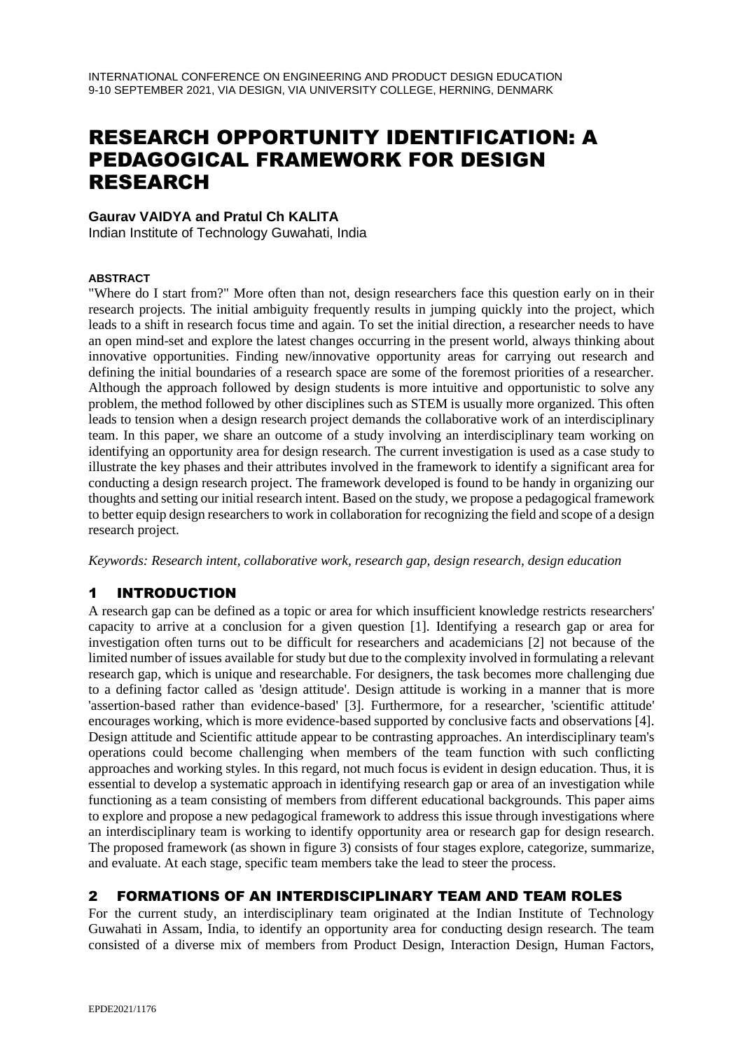# RESEARCH OPPORTUNITY IDENTIFICATION: A PEDAGOGICAL FRAMEWORK FOR DESIGN RESEARCH

**Gaurav VAIDYA and Pratul Ch KALITA**

Indian Institute of Technology Guwahati, India

#### ABSTRACT

"Where do I start from?" More often than not, design researchers face this question early on in their research projects. The initial ambiguity frequently results in jumping quickly into the project, which leads to a shift in research focus time and again. To set the initial direction, a researcher needs to have an open mind-set and explore the latest changes occurring in the present world, always thinking about innovative opportunities. Finding new/innovative opportunity areas for carrying out research and defining the initial boundaries of a research space are some of the foremost priorities of a researcher. Although the approach followed by design students is more intuitive and opportunistic to solve any problem, the method followed by other disciplines such as STEM is usually more organized. This often leads to tension when a design research project demands the collaborative work of an interdisciplinary team. In this paper, we share an outcome of a study involving an interdisciplinary team working on identifying an opportunity area for design research. The current investigation is used as a case study to illustrate the key phases and their attributes involved in the framework to identify a significant area for conducting a design research project. The framework developed is found to be handy in organizing our thoughts and setting our initial research intent. Based on the study, we propose a pedagogical framework to better equip design researchers to work in collaboration for recognizing the field and scope of a design research project.

*Keywords: Research intent, collaborative work, research gap, design research, design education*

## 1 INTRODUCTION

A research gap can be defined as a topic or area for which insufficient knowledge restricts researchers' capacity to arrive at a conclusion for a given question [1]. Identifying a research gap or area for investigation often turns out to be difficult for researchers and academicians [2] not because of the limited number of issues available for study but due to the complexity involved in formulating a relevant research gap, which is unique and researchable. For designers, the task becomes more challenging due to a defining factor called as 'design attitude'. Design attitude is working in a manner that is more 'assertion-based rather than evidence-based' [3]. Furthermore, for a researcher, 'scientific attitude' encourages working, which is more evidence-based supported by conclusive facts and observations [4]. Design attitude and Scientific attitude appear to be contrasting approaches. An interdisciplinary team's operations could become challenging when members of the team function with such conflicting approaches and working styles. In this regard, not much focus is evident in design education. Thus, it is essential to develop a systematic approach in identifying research gap or area of an investigation while functioning as a team consisting of members from different educational backgrounds. This paper aims to explore and propose a new pedagogical framework to address this issue through investigations where an interdisciplinary team is working to identify opportunity area or research gap for design research. The proposed framework (as shown in figure 3) consists of four stages explore, categorize, summarize, and evaluate. At each stage, specific team members take the lead to steer the process.

## 2 FORMATIONS OF AN INTERDISCIPLINARY TEAM AND TEAM ROLES

For the current study, an interdisciplinary team originated at the Indian Institute of Technology Guwahati in Assam, India, to identify an opportunity area for conducting design research. The team consisted of a diverse mix of members from Product Design, Interaction Design, Human Factors,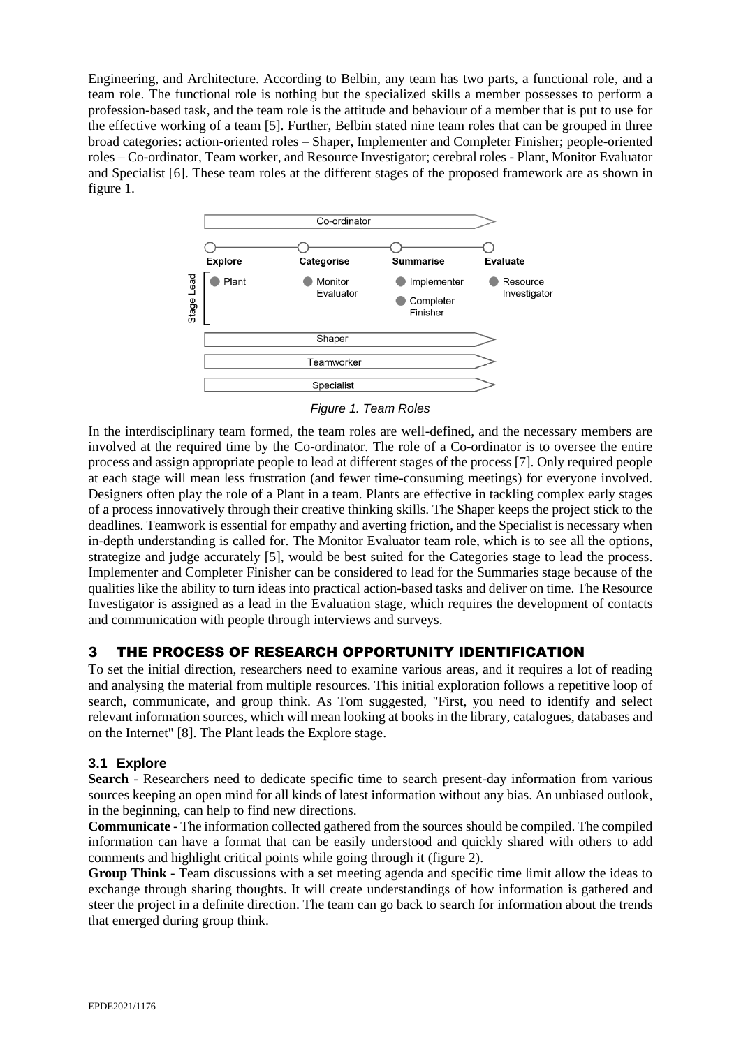Engineering, and Architecture. According to Belbin, any team has two parts, a functional role, and a team role. The functional role is nothing but the specialized skills a member possesses to perform a profession-based task, and the team role is the attitude and behaviour of a member that is put to use for the effective working of a team [5]. Further, Belbin stated nine team roles that can be grouped in three broad categories: action-oriented roles – Shaper, Implementer and Completer Finisher; people-oriented roles – Co-ordinator, Team worker, and Resource Investigator; cerebral roles - Plant, Monitor Evaluator and Specialist [6]. These team roles at the different stages of the proposed framework are as shown in figure 1.

*Figure 1. Team Roles*

In the interdisciplinary team formed, the team roles are well-defined, and the necessary members are involved at the required time by the Co-ordinator. The role of a Co-ordinator is to oversee the entire process and assign appropriate people to lead at different stages of the process [7]. Only required people at each stage will mean less frustration (and fewer time-consuming meetings) for everyone involved. Designers often play the role of a Plant in a team. Plants are effective in tackling complex early stages of a process innovatively through their creative thinking skills. The Shaper keeps the project stick to the deadlines. Teamwork is essential for empathy and averting friction, and the Specialist is necessary when in-depth understanding is called for. The Monitor Evaluator team role, which is to see all the options, strategize and judge accurately [5], would be best suited for the Categories stage to lead the process. Implementer and Completer Finisher can be considered to lead for the Summaries stage because of the qualities like the ability to turn ideas into practical action-based tasks and deliver on time. The Resource Investigator is assigned as a lead in the Evaluation stage, which requires the development of contacts and communication with people through interviews and surveys.

# 3 THE PROCESS OF RESEARCH OPPORTUNITY IDENTIFICATION

To set the initial direction, researchers need to examine various areas, and it requires a lot of reading and analysing the material from multiple resources. This initial exploration follows a repetitive loop of search, communicate, and group think. As Tom suggested, "First, you need to identify and select relevant information sources, which will mean looking at books in the library, catalogues, databases and on the Internet" [8]. The Plant leads the Explore stage.

## 3.1 Explore

**Search** - Researchers need to dedicate specific time to search present-day information from various sources keeping an open mind for all kinds of latest information without any bias. An unbiased outlook, in the beginning, can help to find new directions.

**Communicate** - The information collected gathered from the sources should be compiled. The compiled information can have a format that can be easily understood and quickly shared with others to add comments and highlight critical points while going through it (figure 2).

**Group Think** - Team discussions with a set meeting agenda and specific time limit allow the ideas to exchange through sharing thoughts. It will create understandings of how information is gathered and steer the project in a definite direction. The team can go back to search for information about the trends that emerged during group think.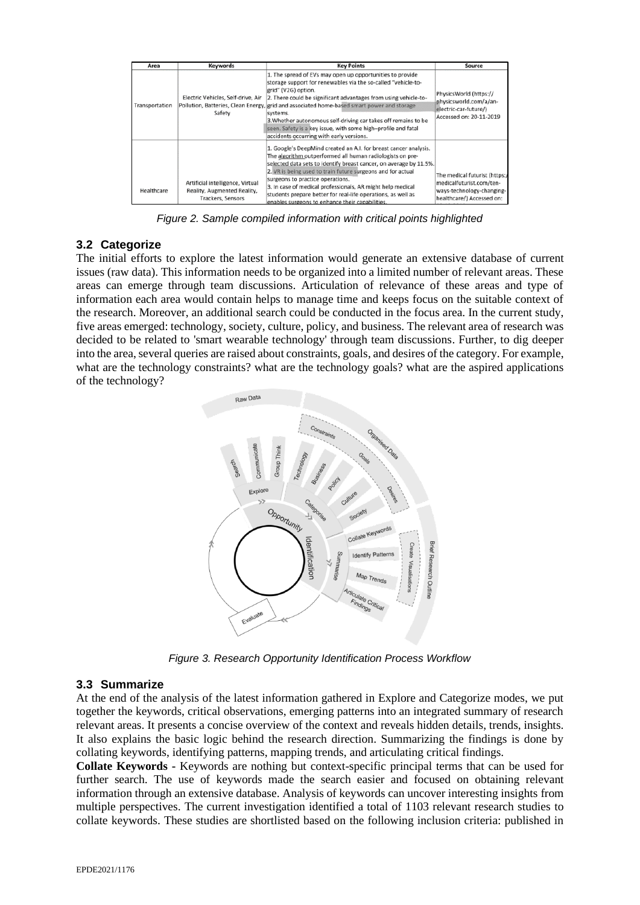| Area | Keywords | Key Points | Source |
|---|---|---|---|
| Transportation | Electric Vehicles, Self-drive, Air Pollution, Batteries, Clean Energy, Safety | 1. The spread of EVs may open up opportunities to provide storage support for renewables via the so-called "vehicle-to-grid" (V2G) option. 2. There could be significant advantages from using vehicle-to-grid and associated home-based smart power and storage systems. 3.Whether autonomous self-driving car takes off remains to be seen. Safety is a key issue, with some high–profile and fatal accidents occurring with early versions. | PhysicsWorld (https:// physicsworld.com/a/an-electric-car-future/) Accessed on: 20-11-2019 |
| Healthcare | Artificial Intelligence, Virtual Reality, Augmented Reality, Trackers, Sensors | 1. Google's DeepMind created an A.I. for breast cancer analysis. The algorithm outperformed all human radiologists on pre-selected data sets to identify breast cancer, on average by 11.5%. 2. VR is being used to train future surgeons and for actual surgeons to practice operations. 3. In case of medical professionals, AR might help medical students prepare better for real-life operations, as well as enables surgeons to enhance their capabilities. | The medical futurist (https:/ medicalfuturist.com/ten-ways-technology-changing-healthcare/) Accessed on: |

*Figure 2. Sample compiled information with critical points highlighted*

### 3.2 Categorize

The initial efforts to explore the latest information would generate an extensive database of current issues (raw data). This information needs to be organized into a limited number of relevant areas. These areas can emerge through team discussions. Articulation of relevance of these areas and type of information each area would contain helps to manage time and keeps focus on the suitable context of the research. Moreover, an additional search could be conducted in the focus area. In the current study, five areas emerged: technology, society, culture, policy, and business. The relevant area of research was decided to be related to 'smart wearable technology' through team discussions. Further, to dig deeper into the area, several queries are raised about constraints, goals, and desires of the category. For example, what are the technology constraints? what are the technology goals? what are the aspired applications of the technology?

*Figure 3. Research Opportunity Identification Process Workflow*

### 3.3 Summarize

At the end of the analysis of the latest information gathered in Explore and Categorize modes, we put together the keywords, critical observations, emerging patterns into an integrated summary of research relevant areas. It presents a concise overview of the context and reveals hidden details, trends, insights. It also explains the basic logic behind the research direction. Summarizing the findings is done by collating keywords, identifying patterns, mapping trends, and articulating critical findings.

**Collate Keywords -** Keywords are nothing but context-specific principal terms that can be used for further search. The use of keywords made the search easier and focused on obtaining relevant information through an extensive database. Analysis of keywords can uncover interesting insights from multiple perspectives. The current investigation identified a total of 1103 relevant research studies to collate keywords. These studies are shortlisted based on the following inclusion criteria: published in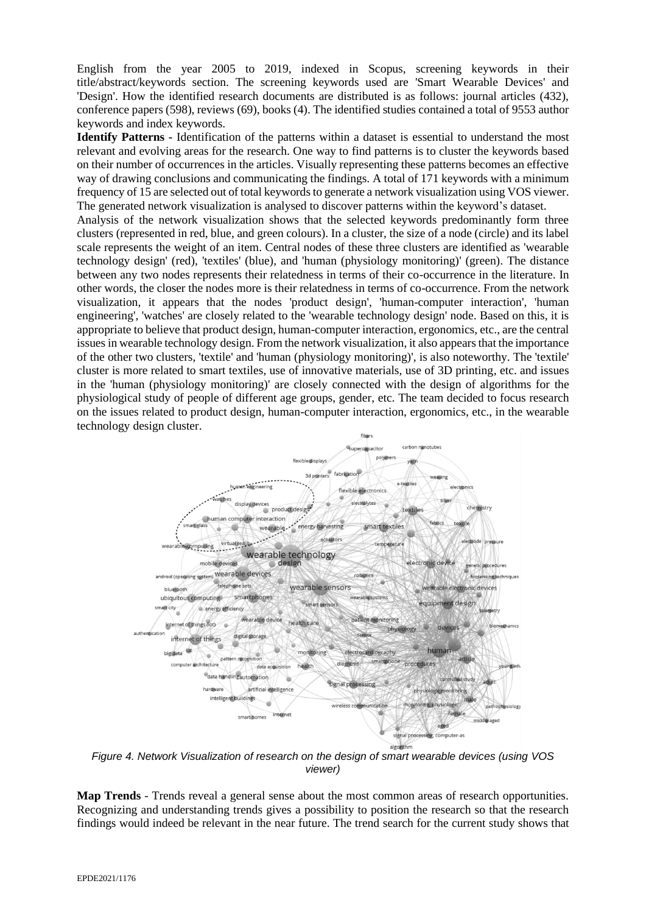English from the year 2005 to 2019, indexed in Scopus, screening keywords in their title/abstract/keywords section. The screening keywords used are 'Smart Wearable Devices' and 'Design'. How the identified research documents are distributed is as follows: journal articles (432), conference papers (598), reviews (69), books (4). The identified studies contained a total of 9553 author keywords and index keywords.

**Identify Patterns -** Identification of the patterns within a dataset is essential to understand the most relevant and evolving areas for the research. One way to find patterns is to cluster the keywords based on their number of occurrences in the articles. Visually representing these patterns becomes an effective way of drawing conclusions and communicating the findings. A total of 171 keywords with a minimum frequency of 15 are selected out of total keywords to generate a network visualization using VOS viewer. The generated network visualization is analysed to discover patterns within the keyword's dataset.

Analysis of the network visualization shows that the selected keywords predominantly form three clusters (represented in red, blue, and green colours). In a cluster, the size of a node (circle) and its label scale represents the weight of an item. Central nodes of these three clusters are identified as 'wearable technology design' (red), 'textiles' (blue), and 'human (physiology monitoring)' (green). The distance between any two nodes represents their relatedness in terms of their co-occurrence in the literature. In other words, the closer the nodes more is their relatedness in terms of co-occurrence. From the network visualization, it appears that the nodes 'product design', 'human-computer interaction', 'human engineering', 'watches' are closely related to the 'wearable technology design' node. Based on this, it is appropriate to believe that product design, human-computer interaction, ergonomics, etc., are the central issues in wearable technology design. From the network visualization, it also appears that the importance of the other two clusters, 'textile' and 'human (physiology monitoring)', is also noteworthy. The 'textile' cluster is more related to smart textiles, use of innovative materials, use of 3D printing, etc. and issues in the 'human (physiology monitoring)' are closely connected with the design of algorithms for the physiological study of people of different age groups, gender, etc. The team decided to focus research on the issues related to product design, human-computer interaction, ergonomics, etc., in the wearable technology design cluster.

*Figure 4. Network Visualization of research on the design of smart wearable devices (using VOS viewer)*

**Map Trends** - Trends reveal a general sense about the most common areas of research opportunities. Recognizing and understanding trends gives a possibility to position the research so that the research findings would indeed be relevant in the near future. The trend search for the current study shows that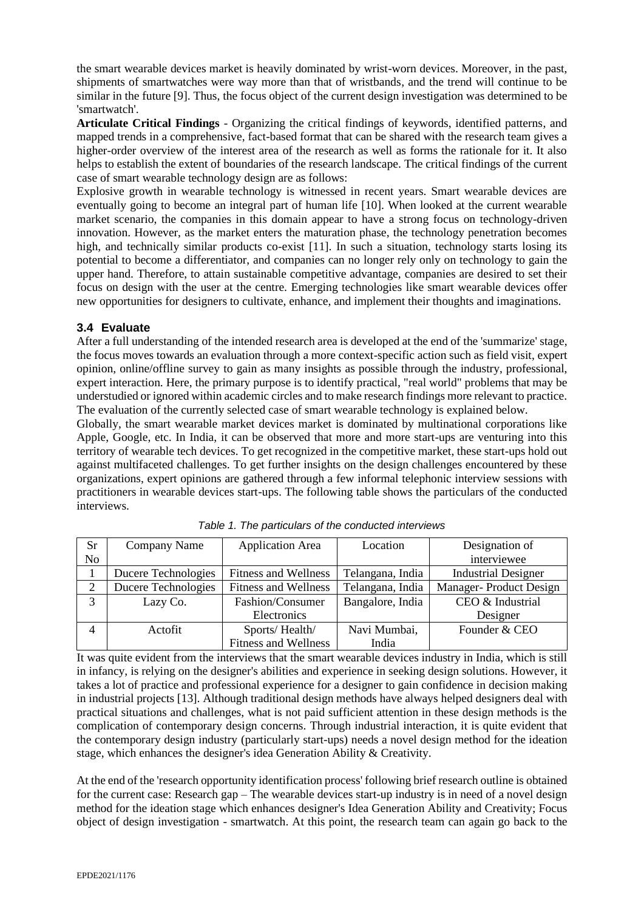the smart wearable devices market is heavily dominated by wrist-worn devices. Moreover, in the past, shipments of smartwatches were way more than that of wristbands, and the trend will continue to be similar in the future [9]. Thus, the focus object of the current design investigation was determined to be 'smartwatch'.

**Articulate Critical Findings** - Organizing the critical findings of keywords, identified patterns, and mapped trends in a comprehensive, fact-based format that can be shared with the research team gives a higher-order overview of the interest area of the research as well as forms the rationale for it. It also helps to establish the extent of boundaries of the research landscape. The critical findings of the current case of smart wearable technology design are as follows:

Explosive growth in wearable technology is witnessed in recent years. Smart wearable devices are eventually going to become an integral part of human life [10]. When looked at the current wearable market scenario, the companies in this domain appear to have a strong focus on technology-driven innovation. However, as the market enters the maturation phase, the technology penetration becomes high, and technically similar products co-exist [11]. In such a situation, technology starts losing its potential to become a differentiator, and companies can no longer rely only on technology to gain the upper hand. Therefore, to attain sustainable competitive advantage, companies are desired to set their focus on design with the user at the centre. Emerging technologies like smart wearable devices offer new opportunities for designers to cultivate, enhance, and implement their thoughts and imaginations.

### 3.4 Evaluate

After a full understanding of the intended research area is developed at the end of the 'summarize' stage, the focus moves towards an evaluation through a more context-specific action such as field visit, expert opinion, online/offline survey to gain as many insights as possible through the industry, professional, expert interaction. Here, the primary purpose is to identify practical, "real world" problems that may be understudied or ignored within academic circles and to make research findings more relevant to practice. The evaluation of the currently selected case of smart wearable technology is explained below.

Globally, the smart wearable market devices market is dominated by multinational corporations like Apple, Google, etc. In India, it can be observed that more and more start-ups are venturing into this territory of wearable tech devices. To get recognized in the competitive market, these start-ups hold out against multifaceted challenges. To get further insights on the design challenges encountered by these organizations, expert opinions are gathered through a few informal telephonic interview sessions with practitioners in wearable devices start-ups. The following table shows the particulars of the conducted interviews.

*Table 1. The particulars of the conducted interviews*

| Sr No | Company Name | Application Area | Location | Designation of interviewee |
|---|---|---|---|---|
| 1 | Ducere Technologies | Fitness and Wellness | Telangana, India | Industrial Designer |
| 2 | Ducere Technologies | Fitness and Wellness | Telangana, India | Manager- Product Design |
| 3 | Lazy Co. | Fashion/Consumer Electronics | Bangalore, India | CEO & Industrial Designer |
| 4 | Actofit | Sports/ Health/ Fitness and Wellness | Navi Mumbai, India | Founder & CEO |

It was quite evident from the interviews that the smart wearable devices industry in India, which is still in infancy, is relying on the designer's abilities and experience in seeking design solutions. However, it takes a lot of practice and professional experience for a designer to gain confidence in decision making in industrial projects [13]. Although traditional design methods have always helped designers deal with practical situations and challenges, what is not paid sufficient attention in these design methods is the complication of contemporary design concerns. Through industrial interaction, it is quite evident that the contemporary design industry (particularly start-ups) needs a novel design method for the ideation stage, which enhances the designer's idea Generation Ability & Creativity.

At the end of the 'research opportunity identification process' following brief research outline is obtained for the current case: Research gap – The wearable devices start-up industry is in need of a novel design method for the ideation stage which enhances designer's Idea Generation Ability and Creativity; Focus object of design investigation - smartwatch. At this point, the research team can again go back to the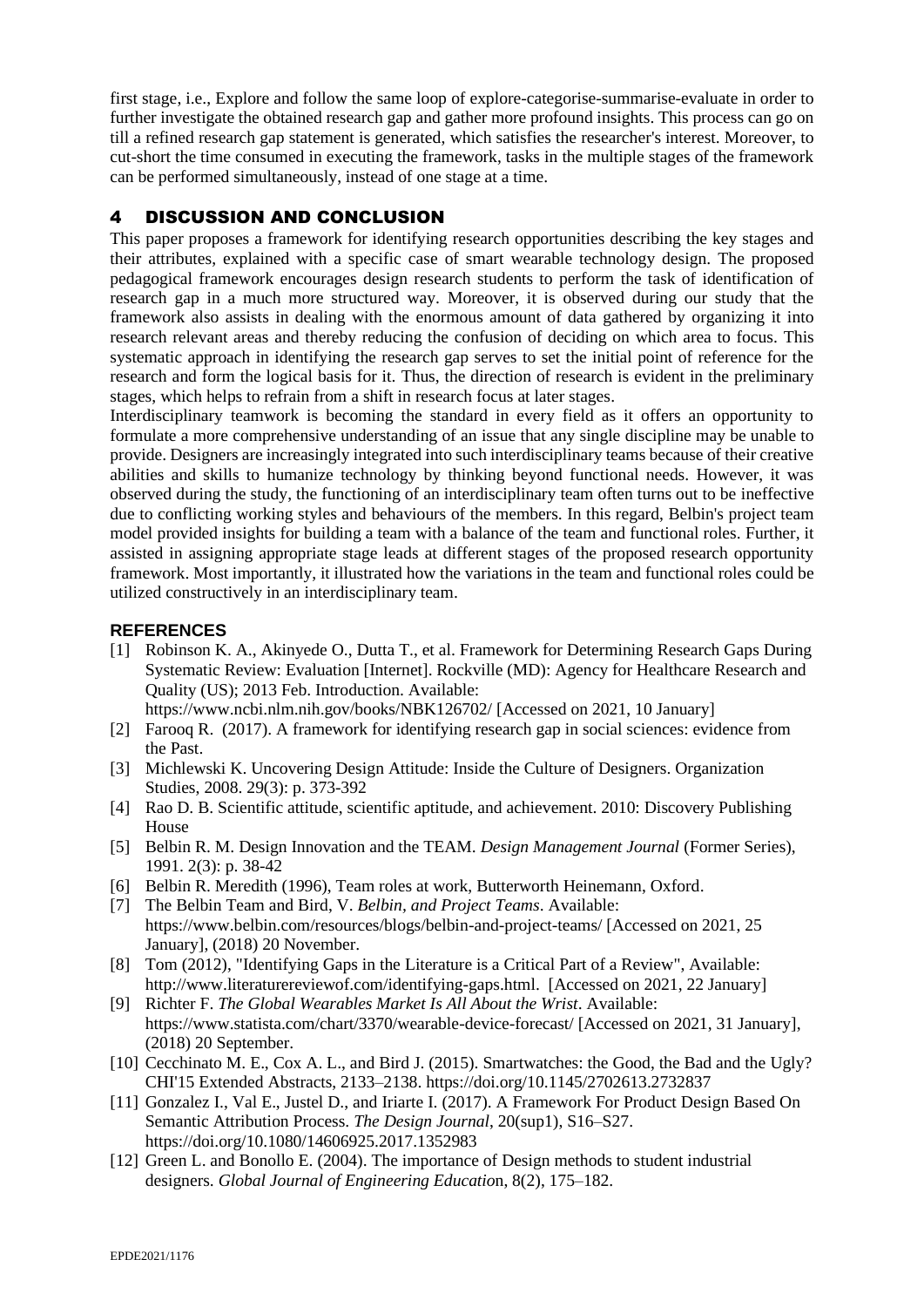first stage, i.e., Explore and follow the same loop of explore-categorise-summarise-evaluate in order to further investigate the obtained research gap and gather more profound insights. This process can go on till a refined research gap statement is generated, which satisfies the researcher's interest. Moreover, to cut-short the time consumed in executing the framework, tasks in the multiple stages of the framework can be performed simultaneously, instead of one stage at a time.

## 4 DISCUSSION AND CONCLUSION

This paper proposes a framework for identifying research opportunities describing the key stages and their attributes, explained with a specific case of smart wearable technology design. The proposed pedagogical framework encourages design research students to perform the task of identification of research gap in a much more structured way. Moreover, it is observed during our study that the framework also assists in dealing with the enormous amount of data gathered by organizing it into research relevant areas and thereby reducing the confusion of deciding on which area to focus. This systematic approach in identifying the research gap serves to set the initial point of reference for the research and form the logical basis for it. Thus, the direction of research is evident in the preliminary stages, which helps to refrain from a shift in research focus at later stages.

Interdisciplinary teamwork is becoming the standard in every field as it offers an opportunity to formulate a more comprehensive understanding of an issue that any single discipline may be unable to provide. Designers are increasingly integrated into such interdisciplinary teams because of their creative abilities and skills to humanize technology by thinking beyond functional needs. However, it was observed during the study, the functioning of an interdisciplinary team often turns out to be ineffective due to conflicting working styles and behaviours of the members. In this regard, Belbin's project team model provided insights for building a team with a balance of the team and functional roles. Further, it assisted in assigning appropriate stage leads at different stages of the proposed research opportunity framework. Most importantly, it illustrated how the variations in the team and functional roles could be utilized constructively in an interdisciplinary team.

## REFERENCES

[1] Robinson K. A., Akinyede O., Dutta T., et al. Framework for Determining Research Gaps During Systematic Review: Evaluation [Internet]. Rockville (MD): Agency for Healthcare Research and Quality (US); 2013 Feb. Introduction. Available: https://www.ncbi.nlm.nih.gov/books/NBK126702/ [Accessed on 2021, 10 January]

[2] Farooq R. (2017). A framework for identifying research gap in social sciences: evidence from the Past.

[3] Michlewski K. Uncovering Design Attitude: Inside the Culture of Designers. Organization Studies, 2008. 29(3): p. 373-392

[4] Rao D. B. Scientific attitude, scientific aptitude, and achievement. 2010: Discovery Publishing House

[5] Belbin R. M. Design Innovation and the TEAM. *Design Management Journal* (Former Series), 1991. 2(3): p. 38-42

[6] Belbin R. Meredith (1996), Team roles at work, Butterworth Heinemann, Oxford.

[7] The Belbin Team and Bird, V. *Belbin, and Project Teams*. Available: https://www.belbin.com/resources/blogs/belbin-and-project-teams/ [Accessed on 2021, 25 January], (2018) 20 November.

[8] Tom (2012), "Identifying Gaps in the Literature is a Critical Part of a Review", Available: http://www.literaturereviewof.com/identifying-gaps.html. [Accessed on 2021, 22 January]

[9] Richter F. *The Global Wearables Market Is All About the Wrist*. Available: https://www.statista.com/chart/3370/wearable-device-forecast/ [Accessed on 2021, 31 January], (2018) 20 September.

[10] Cecchinato M. E., Cox A. L., and Bird J. (2015). Smartwatches: the Good, the Bad and the Ugly? CHI'15 Extended Abstracts, 2133–2138. https://doi.org/10.1145/2702613.2732837

[11] Gonzalez I., Val E., Justel D., and Iriarte I. (2017). A Framework For Product Design Based On Semantic Attribution Process. *The Design Journal*, 20(sup1), S16–S27. https://doi.org/10.1080/14606925.2017.1352983

[12] Green L. and Bonollo E. (2004). The importance of Design methods to student industrial designers. *Global Journal of Engineering Education*, 8(2), 175–182.